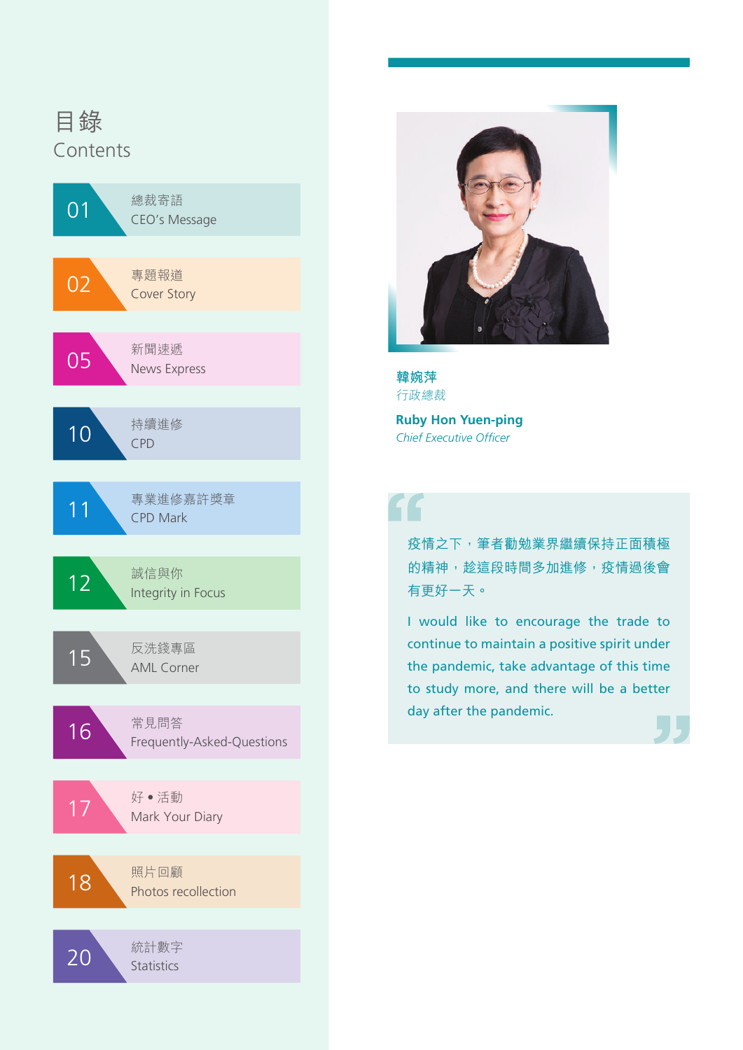# 目錄
# Contents

| | |
|---|---|
| 01 | 總裁寄語<br>CEO's Message |
| 02 | 專題報道<br>Cover Story |
| 05 | 新聞速遞<br>News Express |
| 10 | 持續進修<br>CPD |
| 11 | 專業進修嘉許獎章<br>CPD Mark |
| 12 | 誠信與你<br>Integrity in Focus |
| 15 | 反洗錢專區<br>AML Corner |
| 16 | 常見問答<br>Frequently-Asked-Questions |
| 17 | 好 • 活動<br>Mark Your Diary |
| 18 | 照片回顧<br>Photos recollection |
| 20 | 統計數字<br>Statistics |

**韓婉萍**
*行政總裁*

**Ruby Hon Yuen-ping**
*Chief Executive Officer*

> 疫情之下，筆者勸勉業界繼續保持正面積極的精神，趁這段時間多加進修，疫情過後會有更好一天。
>
> I would like to encourage the trade to continue to maintain a positive spirit under the pandemic, take advantage of this time to study more, and there will be a better day after the pandemic.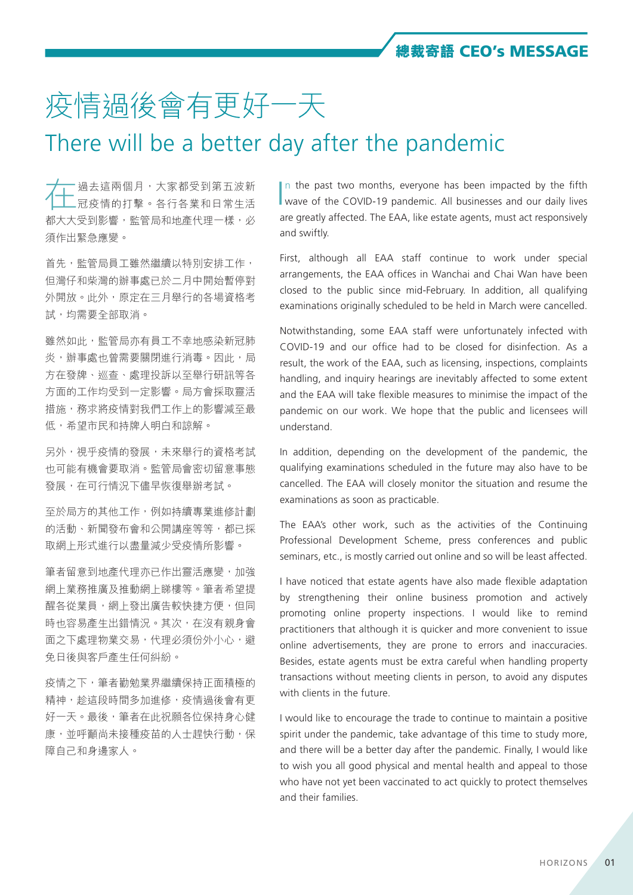# 疫情過後會有更好一天

# There will be a better day after the pandemic

在過去這兩個月，大家都受到第五波新冠疫情的打擊。各行各業和日常生活都大大受到影響，監管局和地產代理一樣，必須作出緊急應變。

首先，監管局員工雖然繼續以特別安排工作，但灣仔和柴灣的辦事處已於二月中開始暫停對外開放。此外，原定在三月舉行的各場資格考試，均需要全部取消。

雖然如此，監管局亦有員工不幸地感染新冠肺炎，辦事處也曾需要關閉進行消毒。因此，局方在發牌、巡查、處理投訴以至舉行研訊等各方面的工作均受到一定影響。局方會採取靈活措施，務求將疫情對我們工作上的影響減至最低，希望市民和持牌人明白和諒解。

另外，視乎疫情的發展，未來舉行的資格考試也可能有機會要取消。監管局會密切留意事態發展，在可行情況下儘早恢復舉辦考試。

至於局方的其他工作，例如持續專業進修計劃的活動、新聞發布會和公開講座等等，都已採取網上形式進行以盡量減少受疫情所影響。

筆者留意到地產代理亦已作出靈活應變，加強網上業務推廣及推動網上睇樓等。筆者希望提醒各從業員，網上發出廣告較快捷方便，但同時也容易產生出錯情況。其次，在沒有親身會面之下處理物業交易，代理必須份外小心，避免日後與客戶產生任何糾紛。

疫情之下，筆者勸勉業界繼續保持正面積極的精神，趁這段時間多加進修，疫情過後會有更好一天。最後，筆者在此祝願各位保持身心健康，並呼籲尚未接種疫苗的人士趕快行動，保障自己和身邊家人。

In the past two months, everyone has been impacted by the fifth wave of the COVID-19 pandemic. All businesses and our daily lives are greatly affected. The EAA, like estate agents, must act responsively and swiftly.

First, although all EAA staff continue to work under special arrangements, the EAA offices in Wanchai and Chai Wan have been closed to the public since mid-February. In addition, all qualifying examinations originally scheduled to be held in March were cancelled.

Notwithstanding, some EAA staff were unfortunately infected with COVID-19 and our office had to be closed for disinfection. As a result, the work of the EAA, such as licensing, inspections, complaints handling, and inquiry hearings are inevitably affected to some extent and the EAA will take flexible measures to minimise the impact of the pandemic on our work. We hope that the public and licensees will understand.

In addition, depending on the development of the pandemic, the qualifying examinations scheduled in the future may also have to be cancelled. The EAA will closely monitor the situation and resume the examinations as soon as practicable.

The EAA's other work, such as the activities of the Continuing Professional Development Scheme, press conferences and public seminars, etc., is mostly carried out online and so will be least affected.

I have noticed that estate agents have also made flexible adaptation by strengthening their online business promotion and actively promoting online property inspections. I would like to remind practitioners that although it is quicker and more convenient to issue online advertisements, they are prone to errors and inaccuracies. Besides, estate agents must be extra careful when handling property transactions without meeting clients in person, to avoid any disputes with clients in the future.

I would like to encourage the trade to continue to maintain a positive spirit under the pandemic, take advantage of this time to study more, and there will be a better day after the pandemic. Finally, I would like to wish you all good physical and mental health and appeal to those who have not yet been vaccinated to act quickly to protect themselves and their families.